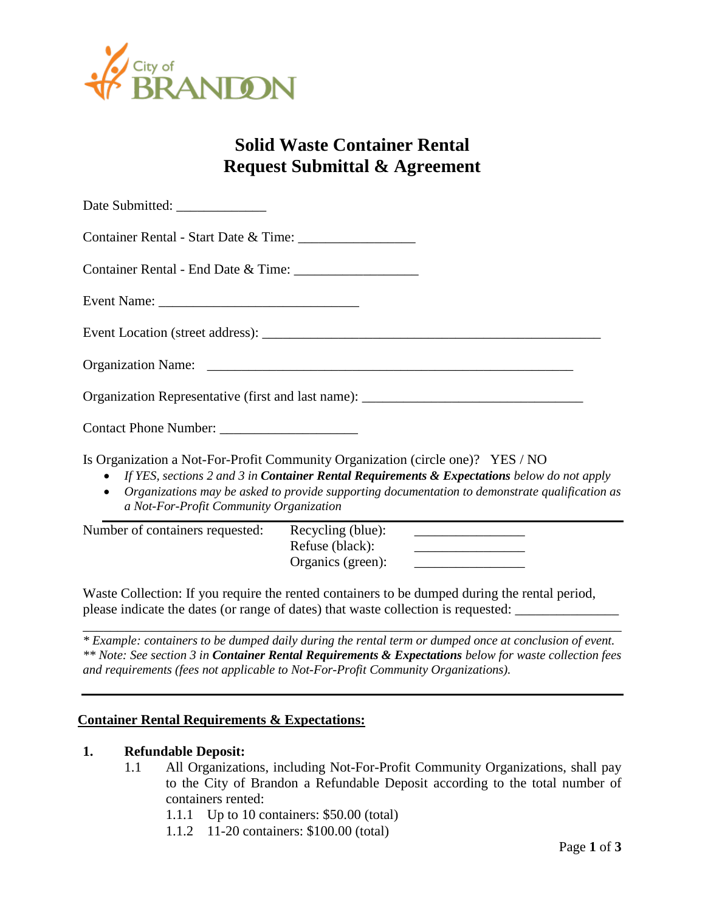# Solid Waste Container Rental Request Submittal & Agreement

Date Submitted: _____________

Container Rental - Start Date & Time: ________________

Container Rental - End Date & Time: _________________

Event Name: ____________________________

Event Location (street address): ______________________________________________

Organization Name: __________________________________________________

Organization Representative (first and last name): ______________________________

Contact Phone Number: ___________________

Is Organization a Not-For-Profit Community Organization (circle one)? YES / NO

- *If YES, sections 2 and 3 in* ***Container Rental Requirements & Expectations*** *below do not apply*
- *Organizations may be asked to provide supporting documentation to demonstrate qualification as a Not-For-Profit Community Organization*

---

Number of containers requested:
- Recycling (blue): _______________
- Refuse (black): _______________
- Organics (green): _______________

Waste Collection: If you require the rented containers to be dumped during the rental period, please indicate the dates (or range of dates) that waste collection is requested: ______________

_____________________________________________________________________________

*\* Example: containers to be dumped daily during the rental term or dumped once at conclusion of event.*
*\*\* Note: See section 3 in* ***Container Rental Requirements & Expectations*** *below for waste collection fees and requirements (fees not applicable to Not-For-Profit Community Organizations).*

---

## Container Rental Requirements & Expectations:

**1. Refundable Deposit:**

1.1 All Organizations, including Not-For-Profit Community Organizations, shall pay to the City of Brandon a Refundable Deposit according to the total number of containers rented:

1.1.1 Up to 10 containers: $50.00 (total)

1.1.2 11-20 containers: $100.00 (total)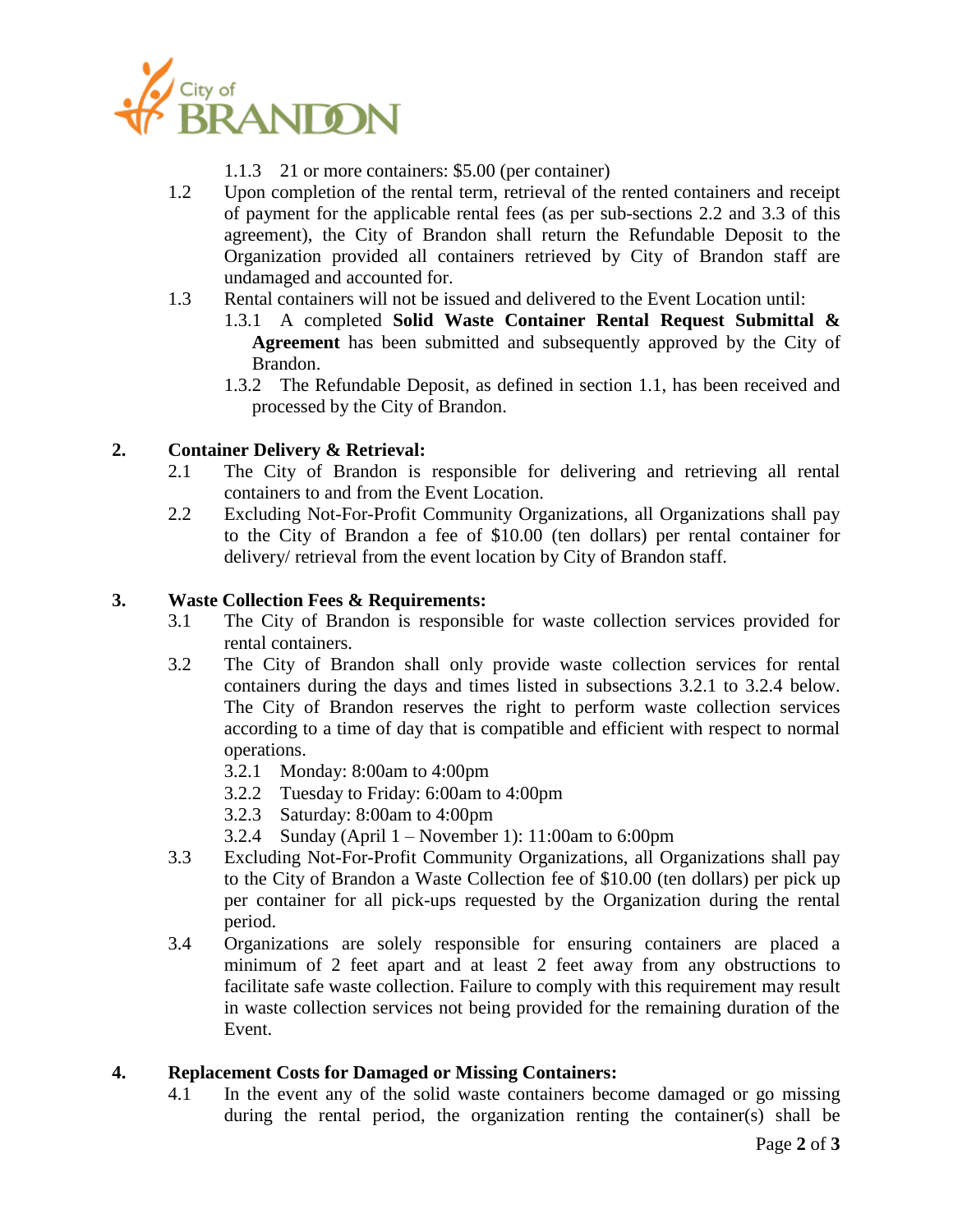1.1.3 21 or more containers: $5.00 (per container)

1.2 Upon completion of the rental term, retrieval of the rented containers and receipt of payment for the applicable rental fees (as per sub-sections 2.2 and 3.3 of this agreement), the City of Brandon shall return the Refundable Deposit to the Organization provided all containers retrieved by City of Brandon staff are undamaged and accounted for.

1.3 Rental containers will not be issued and delivered to the Event Location until:

1.3.1 A completed **Solid Waste Container Rental Request Submittal & Agreement** has been submitted and subsequently approved by the City of Brandon.

1.3.2 The Refundable Deposit, as defined in section 1.1, has been received and processed by the City of Brandon.

## 2. Container Delivery & Retrieval:

2.1 The City of Brandon is responsible for delivering and retrieving all rental containers to and from the Event Location.

2.2 Excluding Not-For-Profit Community Organizations, all Organizations shall pay to the City of Brandon a fee of $10.00 (ten dollars) per rental container for delivery/ retrieval from the event location by City of Brandon staff.

## 3. Waste Collection Fees & Requirements:

3.1 The City of Brandon is responsible for waste collection services provided for rental containers.

3.2 The City of Brandon shall only provide waste collection services for rental containers during the days and times listed in subsections 3.2.1 to 3.2.4 below. The City of Brandon reserves the right to perform waste collection services according to a time of day that is compatible and efficient with respect to normal operations.

3.2.1 Monday: 8:00am to 4:00pm

3.2.2 Tuesday to Friday: 6:00am to 4:00pm

3.2.3 Saturday: 8:00am to 4:00pm

3.2.4 Sunday (April 1 – November 1): 11:00am to 6:00pm

3.3 Excluding Not-For-Profit Community Organizations, all Organizations shall pay to the City of Brandon a Waste Collection fee of $10.00 (ten dollars) per pick up per container for all pick-ups requested by the Organization during the rental period.

3.4 Organizations are solely responsible for ensuring containers are placed a minimum of 2 feet apart and at least 2 feet away from any obstructions to facilitate safe waste collection. Failure to comply with this requirement may result in waste collection services not being provided for the remaining duration of the Event.

## 4. Replacement Costs for Damaged or Missing Containers:

4.1 In the event any of the solid waste containers become damaged or go missing during the rental period, the organization renting the container(s) shall be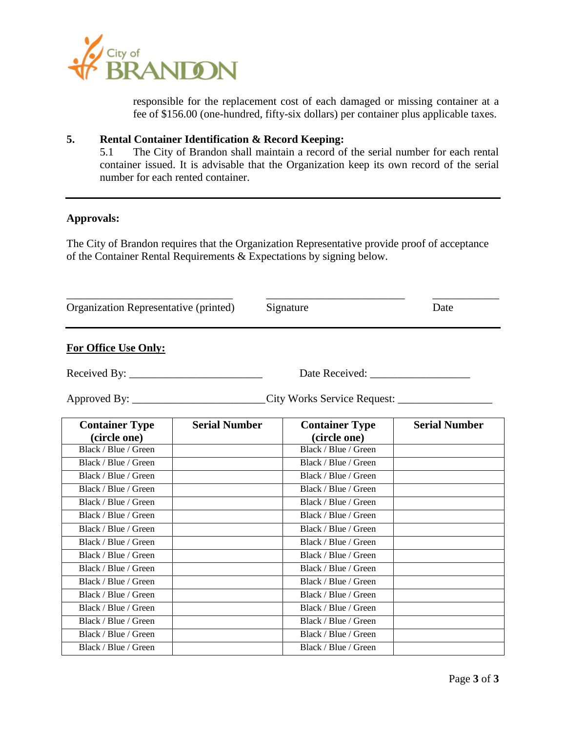responsible for the replacement cost of each damaged or missing container at a fee of $156.00 (one-hundred, fifty-six dollars) per container plus applicable taxes.

**5. Rental Container Identification & Record Keeping:**

5.1 The City of Brandon shall maintain a record of the serial number for each rental container issued. It is advisable that the Organization keep its own record of the serial number for each rented container.

---

**Approvals:**

The City of Brandon requires that the Organization Representative provide proof of acceptance of the Container Rental Requirements & Expectations by signing below.

______________________________ ________________________ ____________

Organization Representative (printed)  Signature  Date

---

**<u>For Office Use Only:</u>**

Received By: _______________________  Date Received: _________________

Approved By: _______________________ City Works Service Request: ________________

| Container Type (circle one) | Serial Number | Container Type (circle one) | Serial Number |
|---|---|---|---|
| Black / Blue / Green | | Black / Blue / Green | |
| Black / Blue / Green | | Black / Blue / Green | |
| Black / Blue / Green | | Black / Blue / Green | |
| Black / Blue / Green | | Black / Blue / Green | |
| Black / Blue / Green | | Black / Blue / Green | |
| Black / Blue / Green | | Black / Blue / Green | |
| Black / Blue / Green | | Black / Blue / Green | |
| Black / Blue / Green | | Black / Blue / Green | |
| Black / Blue / Green | | Black / Blue / Green | |
| Black / Blue / Green | | Black / Blue / Green | |
| Black / Blue / Green | | Black / Blue / Green | |
| Black / Blue / Green | | Black / Blue / Green | |
| Black / Blue / Green | | Black / Blue / Green | |
| Black / Blue / Green | | Black / Blue / Green | |
| Black / Blue / Green | | Black / Blue / Green | |
| Black / Blue / Green | | Black / Blue / Green | |